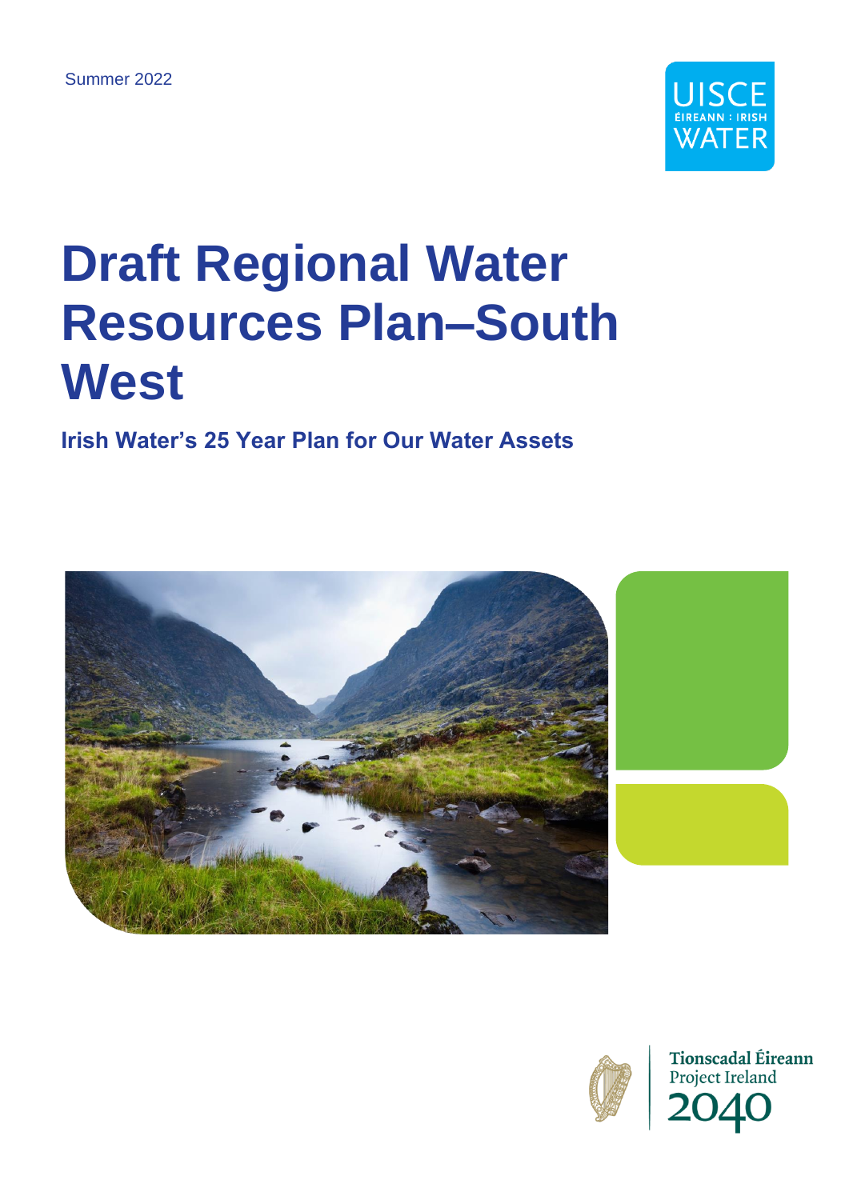Summer 2022

UISCE ÉIREANN : IRISH WATER

# Draft Regional Water Resources Plan–South West

**Irish Water's 25 Year Plan for Our Water Assets**

Tionscadal Éireann
Project Ireland
2040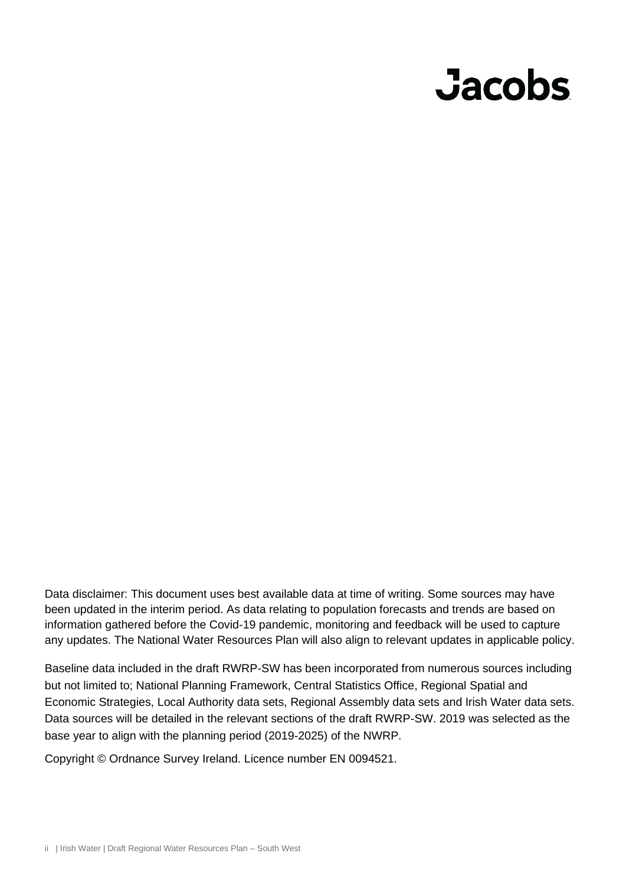Jacobs

Data disclaimer: This document uses best available data at time of writing. Some sources may have been updated in the interim period. As data relating to population forecasts and trends are based on information gathered before the Covid-19 pandemic, monitoring and feedback will be used to capture any updates. The National Water Resources Plan will also align to relevant updates in applicable policy.

Baseline data included in the draft RWRP-SW has been incorporated from numerous sources including but not limited to; National Planning Framework, Central Statistics Office, Regional Spatial and Economic Strategies, Local Authority data sets, Regional Assembly data sets and Irish Water data sets. Data sources will be detailed in the relevant sections of the draft RWRP-SW. 2019 was selected as the base year to align with the planning period (2019-2025) of the NWRP.

Copyright © Ordnance Survey Ireland. Licence number EN 0094521.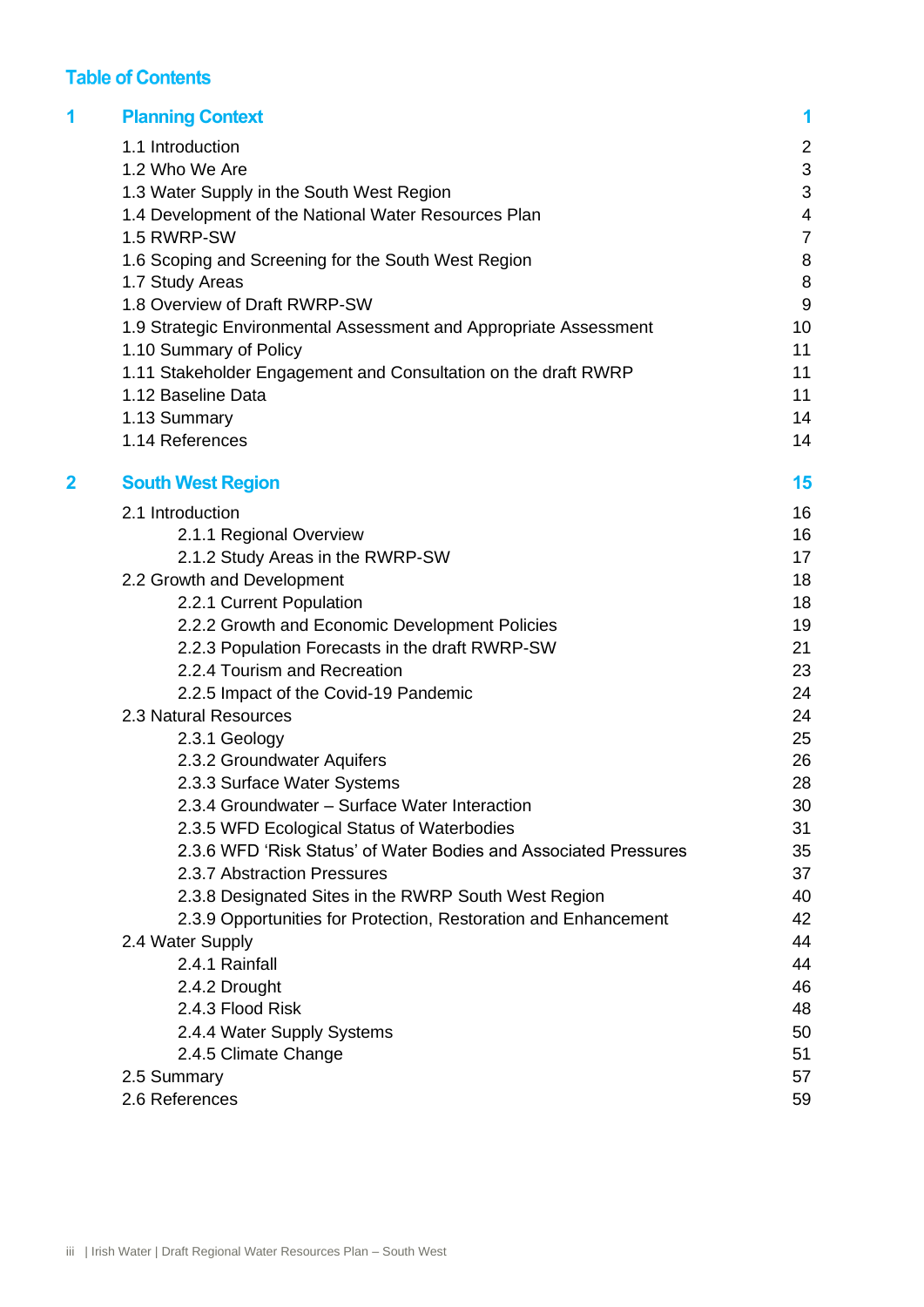## Table of Contents

| | | |
|---|---|---|
| **1** | **Planning Context** | **1** |
| | 1.1 Introduction | 2 |
| | 1.2 Who We Are | 3 |
| | 1.3 Water Supply in the South West Region | 3 |
| | 1.4 Development of the National Water Resources Plan | 4 |
| | 1.5 RWRP-SW | 7 |
| | 1.6 Scoping and Screening for the South West Region | 8 |
| | 1.7 Study Areas | 8 |
| | 1.8 Overview of Draft RWRP-SW | 9 |
| | 1.9 Strategic Environmental Assessment and Appropriate Assessment | 10 |
| | 1.10 Summary of Policy | 11 |
| | 1.11 Stakeholder Engagement and Consultation on the draft RWRP | 11 |
| | 1.12 Baseline Data | 11 |
| | 1.13 Summary | 14 |
| | 1.14 References | 14 |
| **2** | **South West Region** | **15** |
| | 2.1 Introduction | 16 |
| | 2.1.1 Regional Overview | 16 |
| | 2.1.2 Study Areas in the RWRP-SW | 17 |
| | 2.2 Growth and Development | 18 |
| | 2.2.1 Current Population | 18 |
| | 2.2.2 Growth and Economic Development Policies | 19 |
| | 2.2.3 Population Forecasts in the draft RWRP-SW | 21 |
| | 2.2.4 Tourism and Recreation | 23 |
| | 2.2.5 Impact of the Covid-19 Pandemic | 24 |
| | 2.3 Natural Resources | 24 |
| | 2.3.1 Geology | 25 |
| | 2.3.2 Groundwater Aquifers | 26 |
| | 2.3.3 Surface Water Systems | 28 |
| | 2.3.4 Groundwater – Surface Water Interaction | 30 |
| | 2.3.5 WFD Ecological Status of Waterbodies | 31 |
| | 2.3.6 WFD 'Risk Status' of Water Bodies and Associated Pressures | 35 |
| | 2.3.7 Abstraction Pressures | 37 |
| | 2.3.8 Designated Sites in the RWRP South West Region | 40 |
| | 2.3.9 Opportunities for Protection, Restoration and Enhancement | 42 |
| | 2.4 Water Supply | 44 |
| | 2.4.1 Rainfall | 44 |
| | 2.4.2 Drought | 46 |
| | 2.4.3 Flood Risk | 48 |
| | 2.4.4 Water Supply Systems | 50 |
| | 2.4.5 Climate Change | 51 |
| | 2.5 Summary | 57 |
| | 2.6 References | 59 |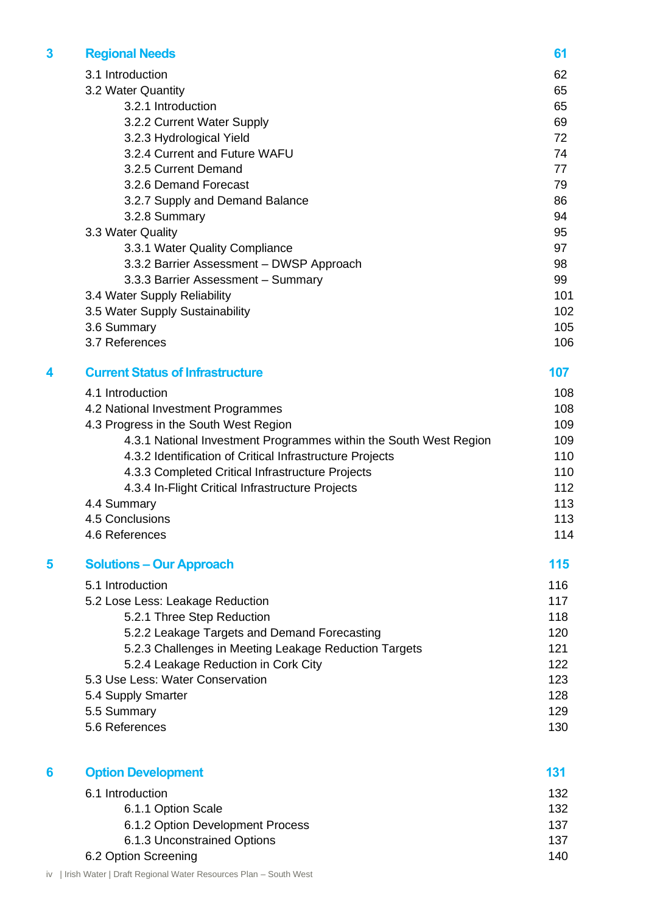| | | |
|---|---|---|
| **3** | **Regional Needs** | **61** |
| | 3.1 Introduction | 62 |
| | 3.2 Water Quantity | 65 |
| | 3.2.1 Introduction | 65 |
| | 3.2.2 Current Water Supply | 69 |
| | 3.2.3 Hydrological Yield | 72 |
| | 3.2.4 Current and Future WAFU | 74 |
| | 3.2.5 Current Demand | 77 |
| | 3.2.6 Demand Forecast | 79 |
| | 3.2.7 Supply and Demand Balance | 86 |
| | 3.2.8 Summary | 94 |
| | 3.3 Water Quality | 95 |
| | 3.3.1 Water Quality Compliance | 97 |
| | 3.3.2 Barrier Assessment – DWSP Approach | 98 |
| | 3.3.3 Barrier Assessment – Summary | 99 |
| | 3.4 Water Supply Reliability | 101 |
| | 3.5 Water Supply Sustainability | 102 |
| | 3.6 Summary | 105 |
| | 3.7 References | 106 |
| **4** | **Current Status of Infrastructure** | **107** |
| | 4.1 Introduction | 108 |
| | 4.2 National Investment Programmes | 108 |
| | 4.3 Progress in the South West Region | 109 |
| | 4.3.1 National Investment Programmes within the South West Region | 109 |
| | 4.3.2 Identification of Critical Infrastructure Projects | 110 |
| | 4.3.3 Completed Critical Infrastructure Projects | 110 |
| | 4.3.4 In-Flight Critical Infrastructure Projects | 112 |
| | 4.4 Summary | 113 |
| | 4.5 Conclusions | 113 |
| | 4.6 References | 114 |
| **5** | **Solutions – Our Approach** | **115** |
| | 5.1 Introduction | 116 |
| | 5.2 Lose Less: Leakage Reduction | 117 |
| | 5.2.1 Three Step Reduction | 118 |
| | 5.2.2 Leakage Targets and Demand Forecasting | 120 |
| | 5.2.3 Challenges in Meeting Leakage Reduction Targets | 121 |
| | 5.2.4 Leakage Reduction in Cork City | 122 |
| | 5.3 Use Less: Water Conservation | 123 |
| | 5.4 Supply Smarter | 128 |
| | 5.5 Summary | 129 |
| | 5.6 References | 130 |
| **6** | **Option Development** | **131** |
| | 6.1 Introduction | 132 |
| | 6.1.1 Option Scale | 132 |
| | 6.1.2 Option Development Process | 137 |
| | 6.1.3 Unconstrained Options | 137 |
| | 6.2 Option Screening | 140 |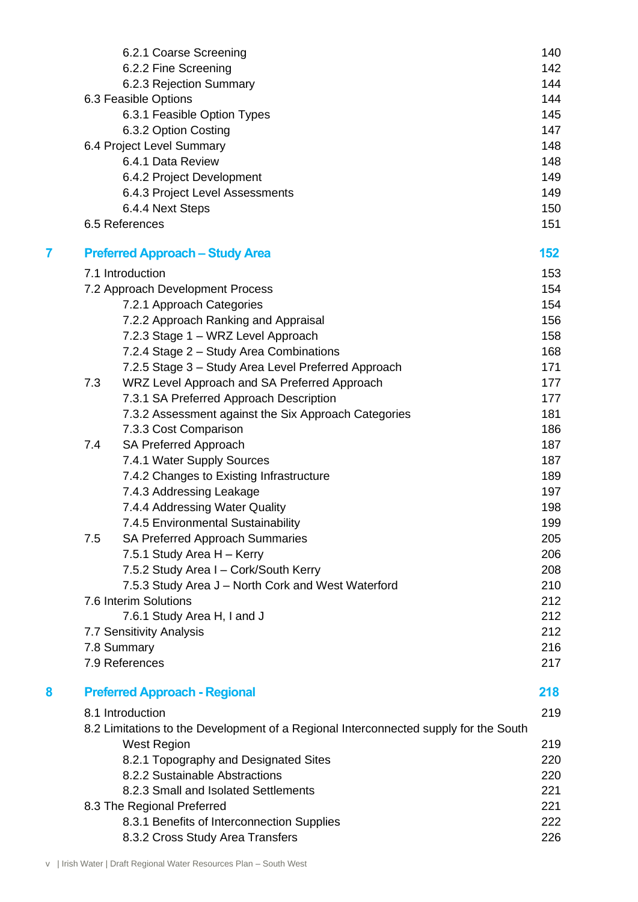| | | |
|---|---|---|
| | 6.2.1 Coarse Screening | 140 |
| | 6.2.2 Fine Screening | 142 |
| | 6.2.3 Rejection Summary | 144 |
| | 6.3 Feasible Options | 144 |
| | 6.3.1 Feasible Option Types | 145 |
| | 6.3.2 Option Costing | 147 |
| | 6.4 Project Level Summary | 148 |
| | 6.4.1 Data Review | 148 |
| | 6.4.2 Project Development | 149 |
| | 6.4.3 Project Level Assessments | 149 |
| | 6.4.4 Next Steps | 150 |
| | 6.5 References | 151 |
| **7** | **Preferred Approach – Study Area** | **152** |
| | 7.1 Introduction | 153 |
| | 7.2 Approach Development Process | 154 |
| | 7.2.1 Approach Categories | 154 |
| | 7.2.2 Approach Ranking and Appraisal | 156 |
| | 7.2.3 Stage 1 – WRZ Level Approach | 158 |
| | 7.2.4 Stage 2 – Study Area Combinations | 168 |
| | 7.2.5 Stage 3 – Study Area Level Preferred Approach | 171 |
| | 7.3 WRZ Level Approach and SA Preferred Approach | 177 |
| | 7.3.1 SA Preferred Approach Description | 177 |
| | 7.3.2 Assessment against the Six Approach Categories | 181 |
| | 7.3.3 Cost Comparison | 186 |
| | 7.4 SA Preferred Approach | 187 |
| | 7.4.1 Water Supply Sources | 187 |
| | 7.4.2 Changes to Existing Infrastructure | 189 |
| | 7.4.3 Addressing Leakage | 197 |
| | 7.4.4 Addressing Water Quality | 198 |
| | 7.4.5 Environmental Sustainability | 199 |
| | 7.5 SA Preferred Approach Summaries | 205 |
| | 7.5.1 Study Area H – Kerry | 206 |
| | 7.5.2 Study Area I – Cork/South Kerry | 208 |
| | 7.5.3 Study Area J – North Cork and West Waterford | 210 |
| | 7.6 Interim Solutions | 212 |
| | 7.6.1 Study Area H, I and J | 212 |
| | 7.7 Sensitivity Analysis | 212 |
| | 7.8 Summary | 216 |
| | 7.9 References | 217 |
| **8** | **Preferred Approach - Regional** | **218** |
| | 8.1 Introduction | 219 |
| | 8.2 Limitations to the Development of a Regional Interconnected supply for the South West Region | 219 |
| | 8.2.1 Topography and Designated Sites | 220 |
| | 8.2.2 Sustainable Abstractions | 220 |
| | 8.2.3 Small and Isolated Settlements | 221 |
| | 8.3 The Regional Preferred | 221 |
| | 8.3.1 Benefits of Interconnection Supplies | 222 |
| | 8.3.2 Cross Study Area Transfers | 226 |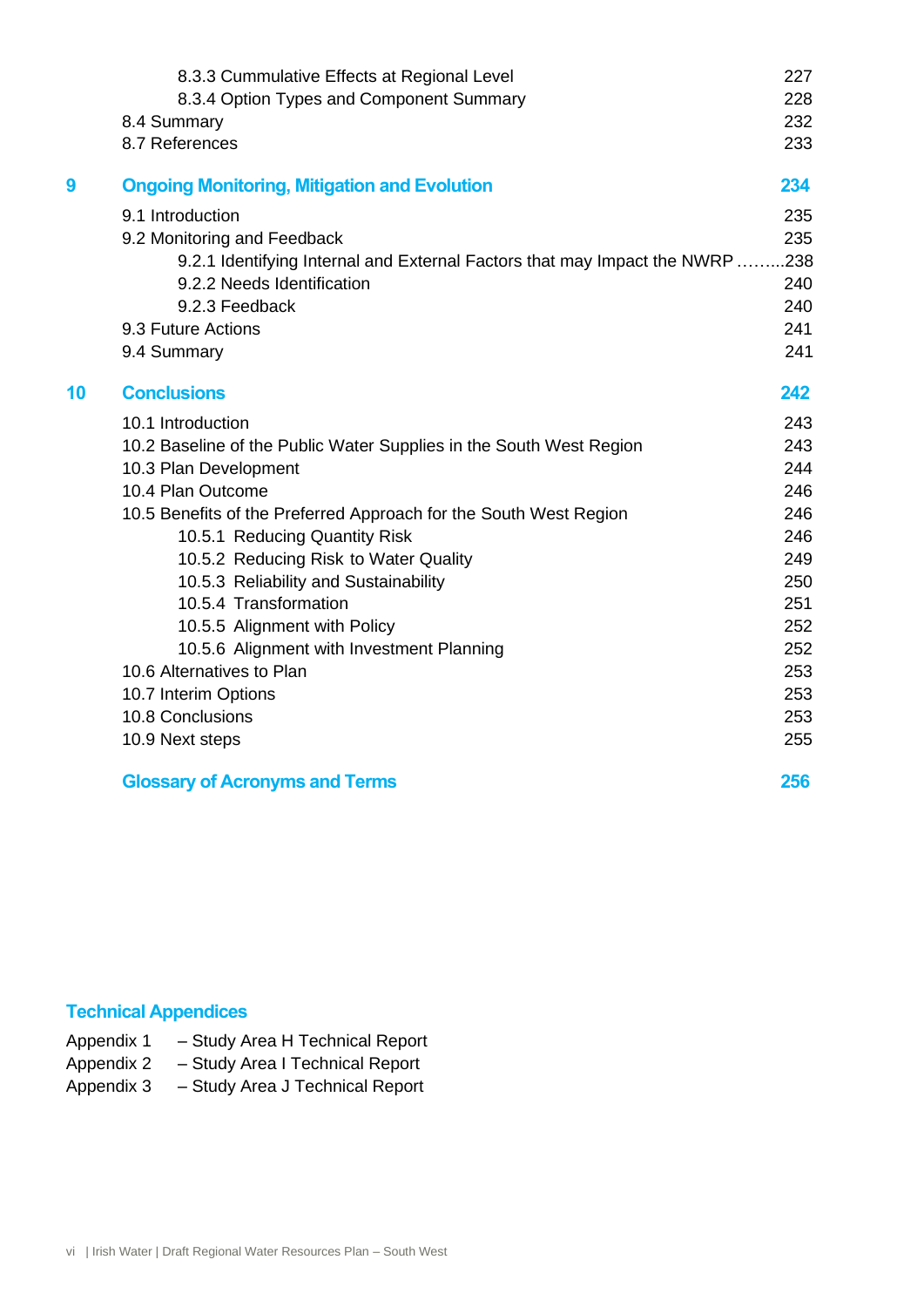8.3.3 Cummulative Effects at Regional Level 227
8.3.4 Option Types and Component Summary 228
8.4 Summary 232
8.7 References 233

**9 Ongoing Monitoring, Mitigation and Evolution 234**

9.1 Introduction 235
9.2 Monitoring and Feedback 235
9.2.1 Identifying Internal and External Factors that may Impact the NWRP .........238
9.2.2 Needs Identification 240
9.2.3 Feedback 240
9.3 Future Actions 241
9.4 Summary 241

**10 Conclusions 242**

10.1 Introduction 243
10.2 Baseline of the Public Water Supplies in the South West Region 243
10.3 Plan Development 244
10.4 Plan Outcome 246
10.5 Benefits of the Preferred Approach for the South West Region 246
10.5.1 Reducing Quantity Risk 246
10.5.2 Reducing Risk to Water Quality 249
10.5.3 Reliability and Sustainability 250
10.5.4 Transformation 251
10.5.5 Alignment with Policy 252
10.5.6 Alignment with Investment Planning 252
10.6 Alternatives to Plan 253
10.7 Interim Options 253
10.8 Conclusions 253
10.9 Next steps 255

**Glossary of Acronyms and Terms 256**

**Technical Appendices**

Appendix 1 – Study Area H Technical Report
Appendix 2 – Study Area I Technical Report
Appendix 3 – Study Area J Technical Report